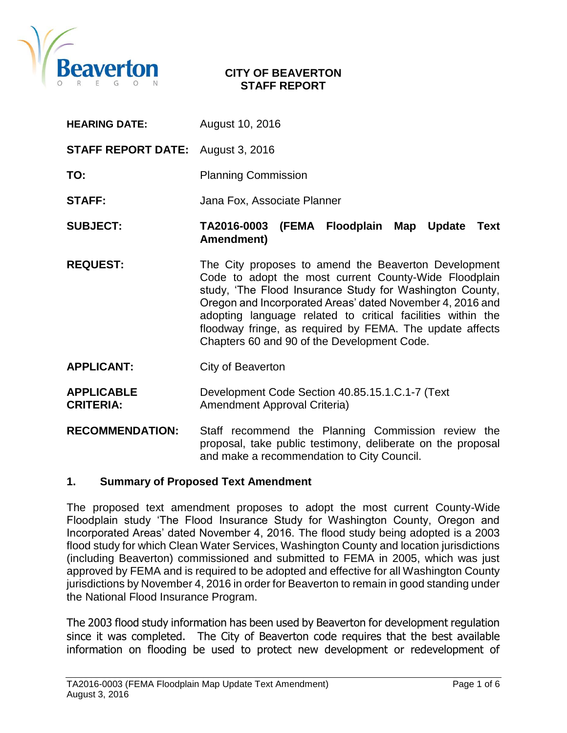**CITY OF BEAVERTON**
**STAFF REPORT**

**HEARING DATE:** August 10, 2016

**STAFF REPORT DATE:** August 3, 2016

**TO:** Planning Commission

**STAFF:** Jana Fox, Associate Planner

**SUBJECT:** **TA2016-0003 (FEMA Floodplain Map Update Text Amendment)**

**REQUEST:** The City proposes to amend the Beaverton Development Code to adopt the most current County-Wide Floodplain study, 'The Flood Insurance Study for Washington County, Oregon and Incorporated Areas' dated November 4, 2016 and adopting language related to critical facilities within the floodway fringe, as required by FEMA. The update affects Chapters 60 and 90 of the Development Code.

**APPLICANT:** City of Beaverton

**APPLICABLE CRITERIA:** Development Code Section 40.85.15.1.C.1-7 (Text Amendment Approval Criteria)

**RECOMMENDATION:** Staff recommend the Planning Commission review the proposal, take public testimony, deliberate on the proposal and make a recommendation to City Council.

## 1. Summary of Proposed Text Amendment

The proposed text amendment proposes to adopt the most current County-Wide Floodplain study 'The Flood Insurance Study for Washington County, Oregon and Incorporated Areas' dated November 4, 2016. The flood study being adopted is a 2003 flood study for which Clean Water Services, Washington County and location jurisdictions (including Beaverton) commissioned and submitted to FEMA in 2005, which was just approved by FEMA and is required to be adopted and effective for all Washington County jurisdictions by November 4, 2016 in order for Beaverton to remain in good standing under the National Flood Insurance Program.

The 2003 flood study information has been used by Beaverton for development regulation since it was completed. The City of Beaverton code requires that the best available information on flooding be used to protect new development or redevelopment of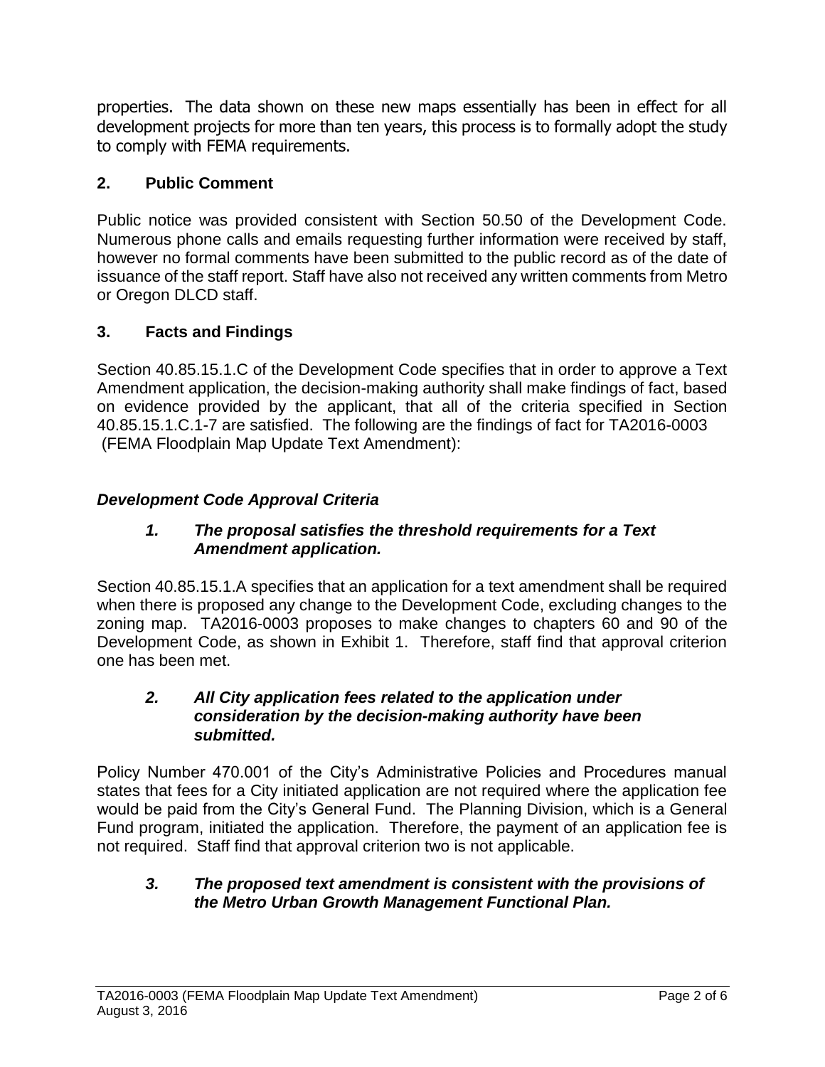properties. The data shown on these new maps essentially has been in effect for all development projects for more than ten years, this process is to formally adopt the study to comply with FEMA requirements.

## 2. Public Comment

Public notice was provided consistent with Section 50.50 of the Development Code. Numerous phone calls and emails requesting further information were received by staff, however no formal comments have been submitted to the public record as of the date of issuance of the staff report. Staff have also not received any written comments from Metro or Oregon DLCD staff.

## 3. Facts and Findings

Section 40.85.15.1.C of the Development Code specifies that in order to approve a Text Amendment application, the decision-making authority shall make findings of fact, based on evidence provided by the applicant, that all of the criteria specified in Section 40.85.15.1.C.1-7 are satisfied. The following are the findings of fact for TA2016-0003 (FEMA Floodplain Map Update Text Amendment):

### *Development Code Approval Criteria*

***1. The proposal satisfies the threshold requirements for a Text Amendment application.***

Section 40.85.15.1.A specifies that an application for a text amendment shall be required when there is proposed any change to the Development Code, excluding changes to the zoning map. TA2016-0003 proposes to make changes to chapters 60 and 90 of the Development Code, as shown in Exhibit 1. Therefore, staff find that approval criterion one has been met.

***2. All City application fees related to the application under consideration by the decision-making authority have been submitted.***

Policy Number 470.001 of the City's Administrative Policies and Procedures manual states that fees for a City initiated application are not required where the application fee would be paid from the City's General Fund. The Planning Division, which is a General Fund program, initiated the application. Therefore, the payment of an application fee is not required. Staff find that approval criterion two is not applicable.

***3. The proposed text amendment is consistent with the provisions of the Metro Urban Growth Management Functional Plan.***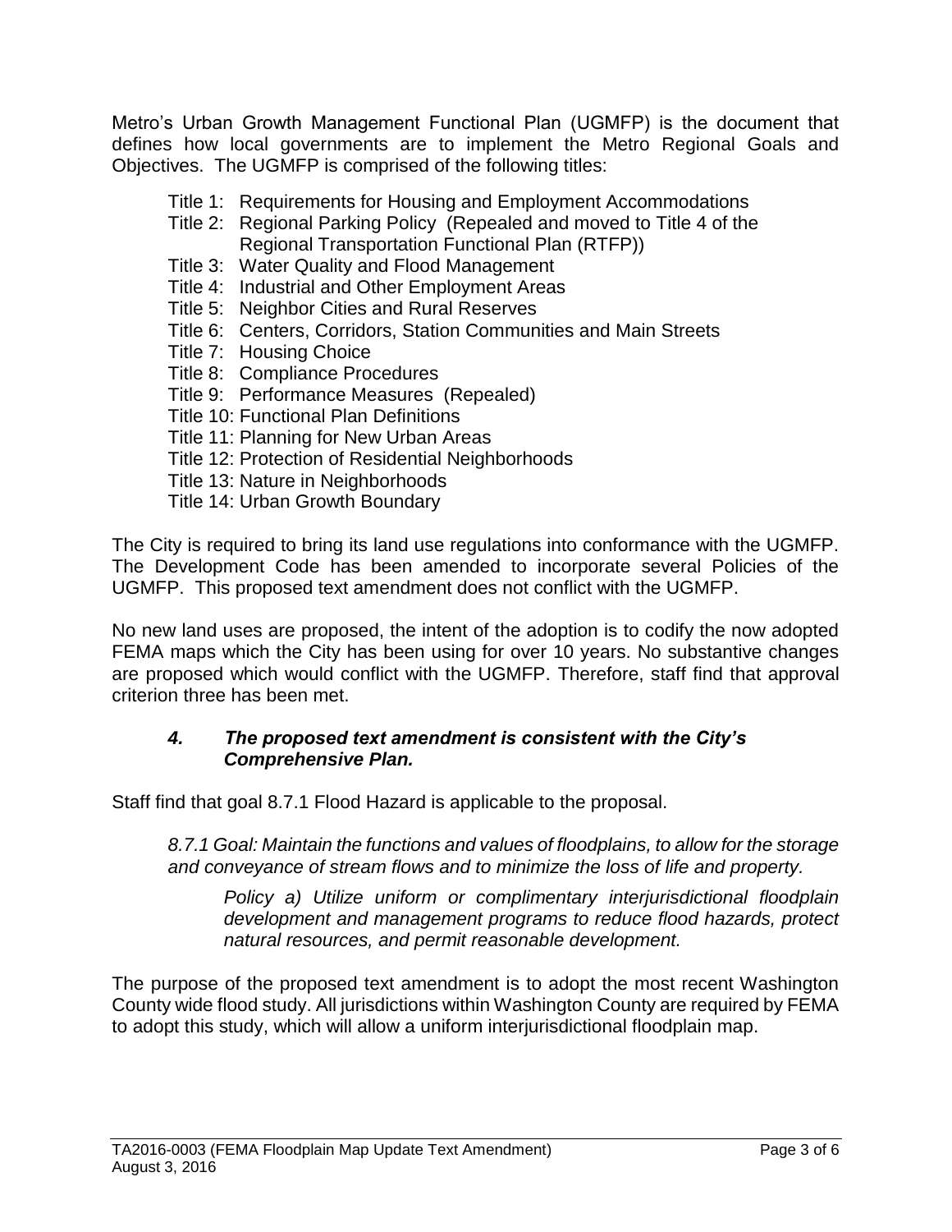Metro's Urban Growth Management Functional Plan (UGMFP) is the document that defines how local governments are to implement the Metro Regional Goals and Objectives. The UGMFP is comprised of the following titles:

- Title 1: Requirements for Housing and Employment Accommodations
- Title 2: Regional Parking Policy (Repealed and moved to Title 4 of the Regional Transportation Functional Plan (RTFP))
- Title 3: Water Quality and Flood Management
- Title 4: Industrial and Other Employment Areas
- Title 5: Neighbor Cities and Rural Reserves
- Title 6: Centers, Corridors, Station Communities and Main Streets
- Title 7: Housing Choice
- Title 8: Compliance Procedures
- Title 9: Performance Measures (Repealed)
- Title 10: Functional Plan Definitions
- Title 11: Planning for New Urban Areas
- Title 12: Protection of Residential Neighborhoods
- Title 13: Nature in Neighborhoods
- Title 14: Urban Growth Boundary

The City is required to bring its land use regulations into conformance with the UGMFP. The Development Code has been amended to incorporate several Policies of the UGMFP. This proposed text amendment does not conflict with the UGMFP.

No new land uses are proposed, the intent of the adoption is to codify the now adopted FEMA maps which the City has been using for over 10 years. No substantive changes are proposed which would conflict with the UGMFP. Therefore, staff find that approval criterion three has been met.

### *4. The proposed text amendment is consistent with the City's Comprehensive Plan.*

Staff find that goal 8.7.1 Flood Hazard is applicable to the proposal.

> *8.7.1 Goal: Maintain the functions and values of floodplains, to allow for the storage and conveyance of stream flows and to minimize the loss of life and property.*
>
> > *Policy a) Utilize uniform or complimentary interjurisdictional floodplain development and management programs to reduce flood hazards, protect natural resources, and permit reasonable development.*

The purpose of the proposed text amendment is to adopt the most recent Washington County wide flood study. All jurisdictions within Washington County are required by FEMA to adopt this study, which will allow a uniform interjurisdictional floodplain map.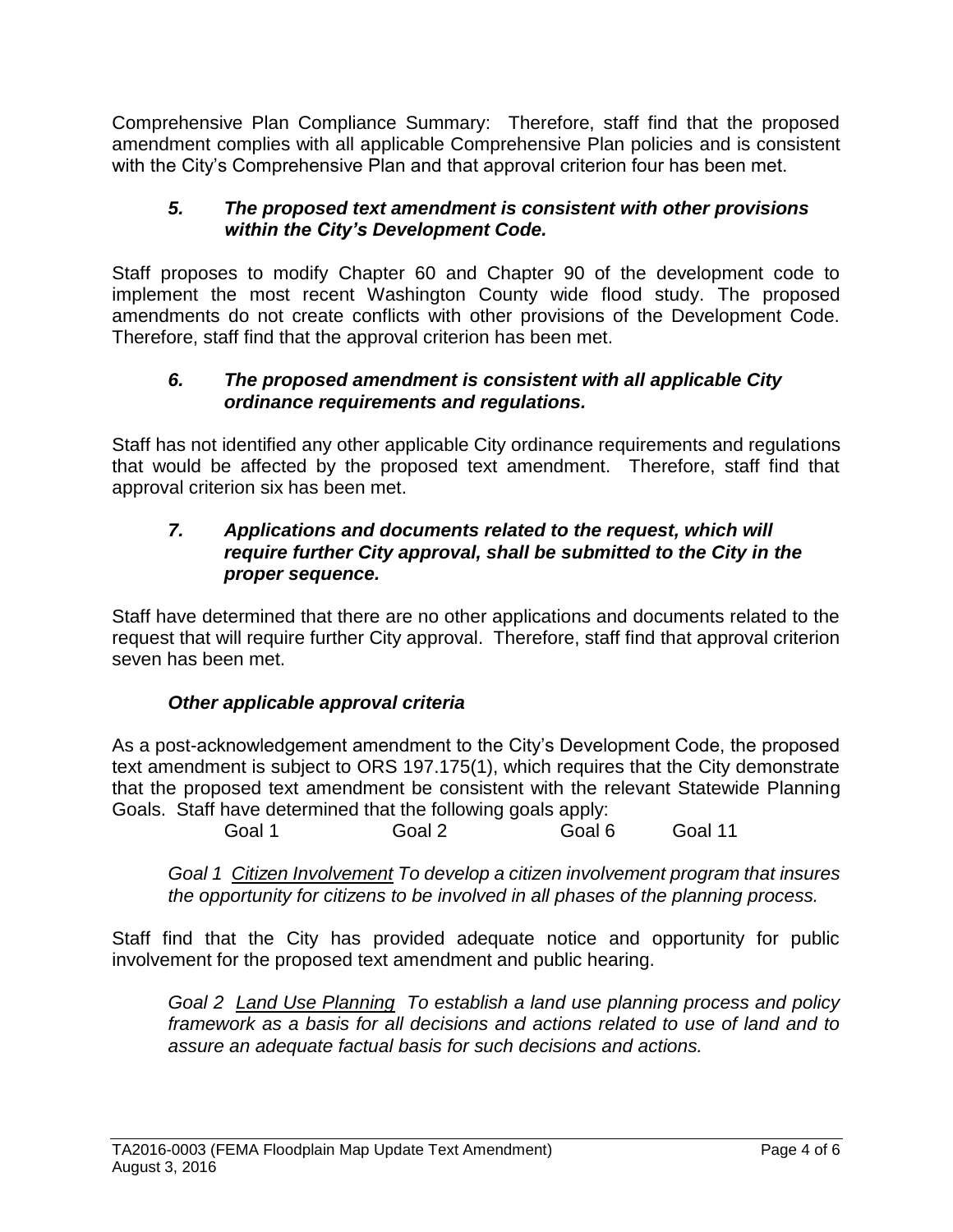Comprehensive Plan Compliance Summary: Therefore, staff find that the proposed amendment complies with all applicable Comprehensive Plan policies and is consistent with the City's Comprehensive Plan and that approval criterion four has been met.

***5. The proposed text amendment is consistent with other provisions within the City's Development Code.***

Staff proposes to modify Chapter 60 and Chapter 90 of the development code to implement the most recent Washington County wide flood study. The proposed amendments do not create conflicts with other provisions of the Development Code. Therefore, staff find that the approval criterion has been met.

***6. The proposed amendment is consistent with all applicable City ordinance requirements and regulations.***

Staff has not identified any other applicable City ordinance requirements and regulations that would be affected by the proposed text amendment. Therefore, staff find that approval criterion six has been met.

***7. Applications and documents related to the request, which will require further City approval, shall be submitted to the City in the proper sequence.***

Staff have determined that there are no other applications and documents related to the request that will require further City approval. Therefore, staff find that approval criterion seven has been met.

***Other applicable approval criteria***

As a post-acknowledgement amendment to the City's Development Code, the proposed text amendment is subject to ORS 197.175(1), which requires that the City demonstrate that the proposed text amendment be consistent with the relevant Statewide Planning Goals. Staff have determined that the following goals apply:

Goal 1 Goal 2 Goal 6 Goal 11

*Goal 1 Citizen Involvement To develop a citizen involvement program that insures the opportunity for citizens to be involved in all phases of the planning process.*

Staff find that the City has provided adequate notice and opportunity for public involvement for the proposed text amendment and public hearing.

*Goal 2 Land Use Planning To establish a land use planning process and policy framework as a basis for all decisions and actions related to use of land and to assure an adequate factual basis for such decisions and actions.*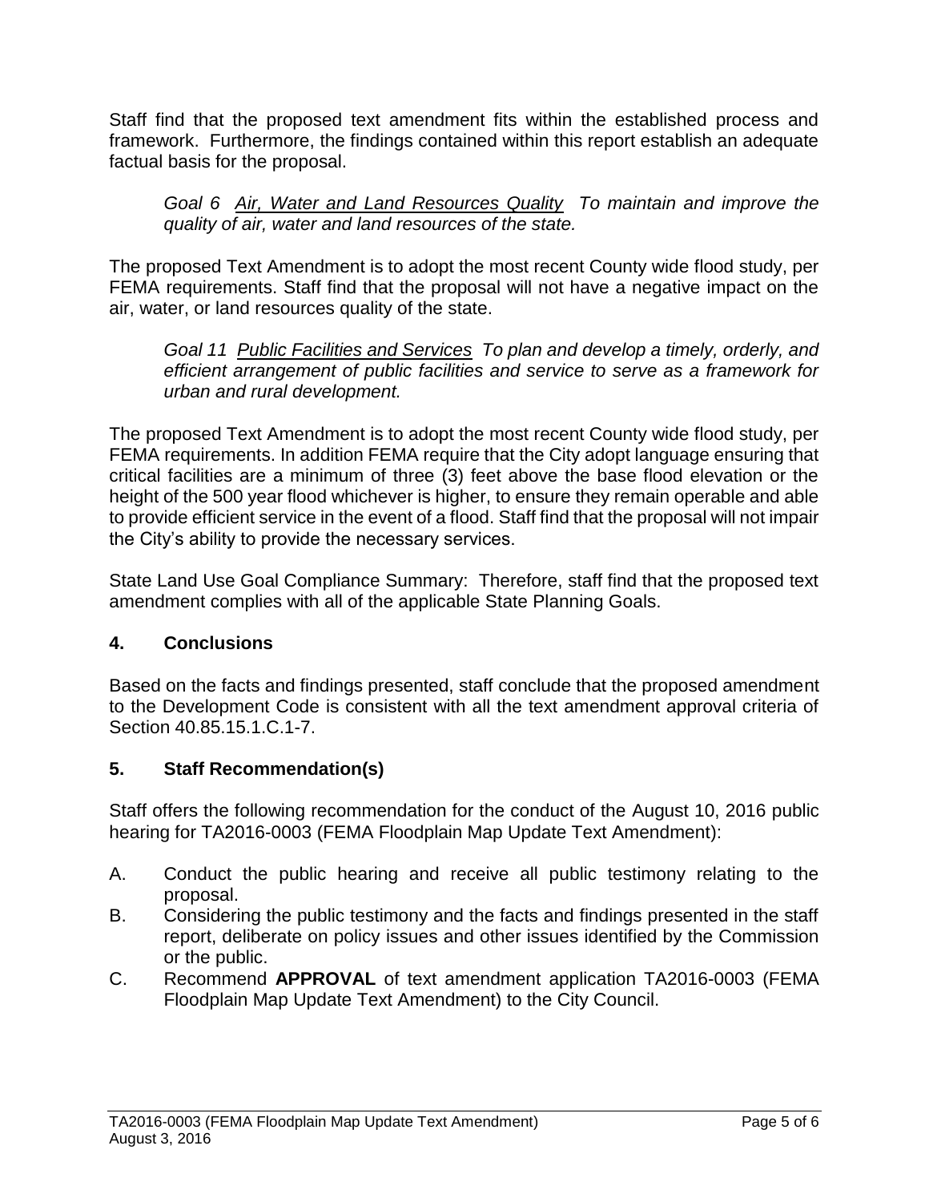Staff find that the proposed text amendment fits within the established process and framework. Furthermore, the findings contained within this report establish an adequate factual basis for the proposal.

> *Goal 6 Air, Water and Land Resources Quality To maintain and improve the quality of air, water and land resources of the state.*

The proposed Text Amendment is to adopt the most recent County wide flood study, per FEMA requirements. Staff find that the proposal will not have a negative impact on the air, water, or land resources quality of the state.

> *Goal 11 Public Facilities and Services To plan and develop a timely, orderly, and efficient arrangement of public facilities and service to serve as a framework for urban and rural development.*

The proposed Text Amendment is to adopt the most recent County wide flood study, per FEMA requirements. In addition FEMA require that the City adopt language ensuring that critical facilities are a minimum of three (3) feet above the base flood elevation or the height of the 500 year flood whichever is higher, to ensure they remain operable and able to provide efficient service in the event of a flood. Staff find that the proposal will not impair the City's ability to provide the necessary services.

State Land Use Goal Compliance Summary: Therefore, staff find that the proposed text amendment complies with all of the applicable State Planning Goals.

## 4. Conclusions

Based on the facts and findings presented, staff conclude that the proposed amendment to the Development Code is consistent with all the text amendment approval criteria of Section 40.85.15.1.C.1-7.

## 5. Staff Recommendation(s)

Staff offers the following recommendation for the conduct of the August 10, 2016 public hearing for TA2016-0003 (FEMA Floodplain Map Update Text Amendment):

A. Conduct the public hearing and receive all public testimony relating to the proposal.

B. Considering the public testimony and the facts and findings presented in the staff report, deliberate on policy issues and other issues identified by the Commission or the public.

C. Recommend **APPROVAL** of text amendment application TA2016-0003 (FEMA Floodplain Map Update Text Amendment) to the City Council.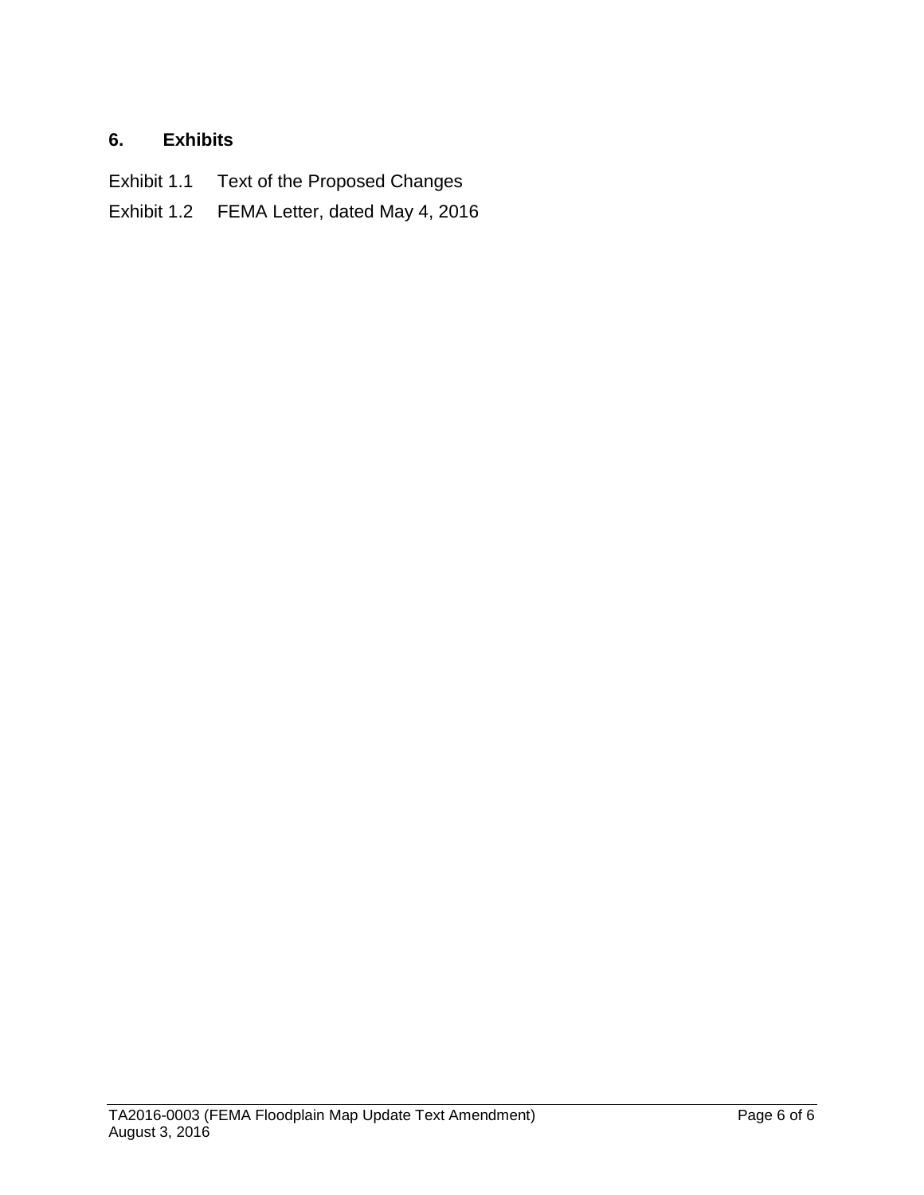## 6. Exhibits

Exhibit 1.1 Text of the Proposed Changes

Exhibit 1.2 FEMA Letter, dated May 4, 2016